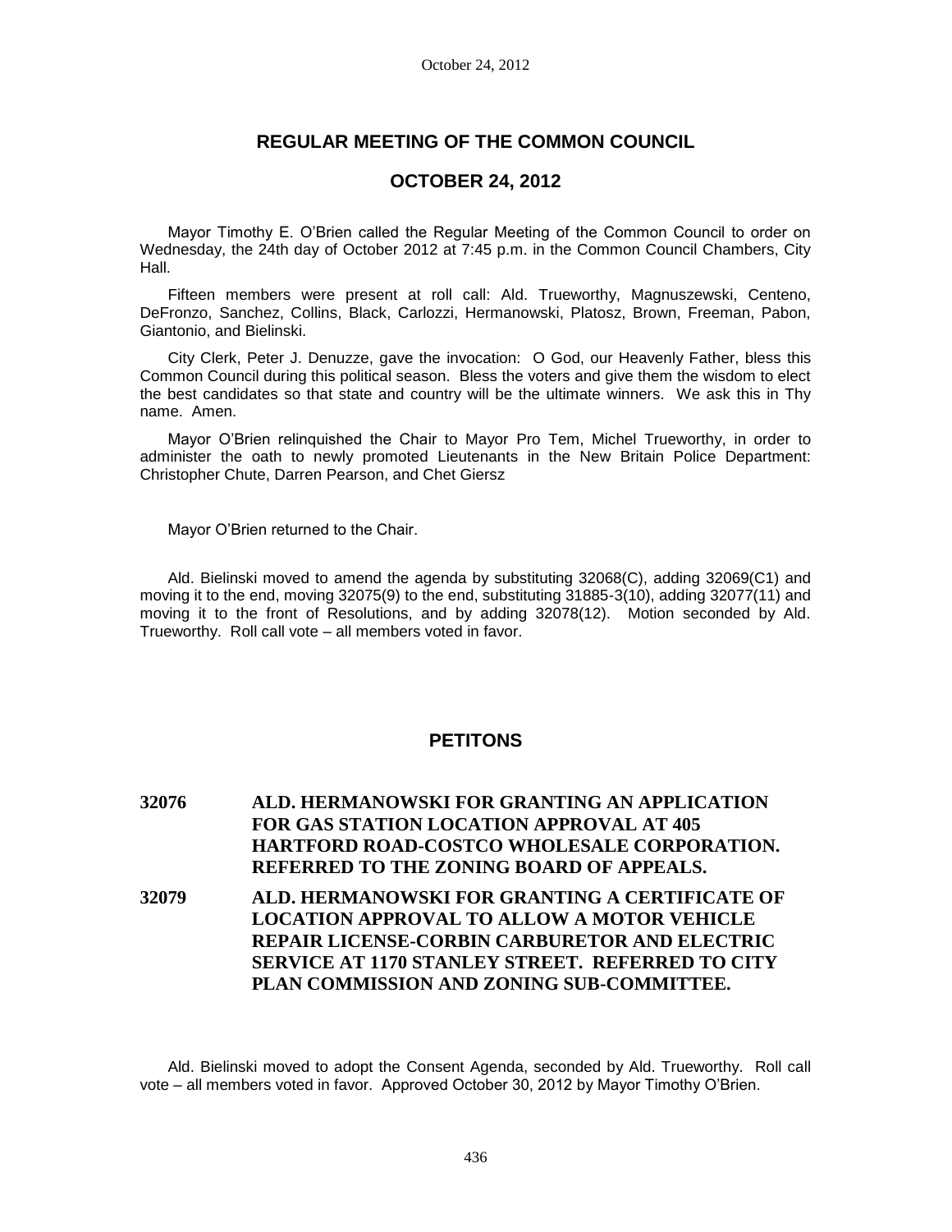# REGULAR MEETING OF THE COMMON COUNCIL

## OCTOBER 24, 2012

Mayor Timothy E. O'Brien called the Regular Meeting of the Common Council to order on Wednesday, the 24th day of October 2012 at 7:45 p.m. in the Common Council Chambers, City Hall.

Fifteen members were present at roll call: Ald. Trueworthy, Magnuszewski, Centeno, DeFronzo, Sanchez, Collins, Black, Carlozzi, Hermanowski, Platosz, Brown, Freeman, Pabon, Giantonio, and Bielinski.

City Clerk, Peter J. Denuzze, gave the invocation: O God, our Heavenly Father, bless this Common Council during this political season. Bless the voters and give them the wisdom to elect the best candidates so that state and country will be the ultimate winners. We ask this in Thy name. Amen.

Mayor O'Brien relinquished the Chair to Mayor Pro Tem, Michel Trueworthy, in order to administer the oath to newly promoted Lieutenants in the New Britain Police Department: Christopher Chute, Darren Pearson, and Chet Giersz

Mayor O'Brien returned to the Chair.

Ald. Bielinski moved to amend the agenda by substituting 32068(C), adding 32069(C1) and moving it to the end, moving 32075(9) to the end, substituting 31885-3(10), adding 32077(11) and moving it to the front of Resolutions, and by adding 32078(12). Motion seconded by Ald. Trueworthy. Roll call vote – all members voted in favor.

## PETITONS

**32076 ALD. HERMANOWSKI FOR GRANTING AN APPLICATION FOR GAS STATION LOCATION APPROVAL AT 405 HARTFORD ROAD-COSTCO WHOLESALE CORPORATION. REFERRED TO THE ZONING BOARD OF APPEALS.**

**32079 ALD. HERMANOWSKI FOR GRANTING A CERTIFICATE OF LOCATION APPROVAL TO ALLOW A MOTOR VEHICLE REPAIR LICENSE-CORBIN CARBURETOR AND ELECTRIC SERVICE AT 1170 STANLEY STREET. REFERRED TO CITY PLAN COMMISSION AND ZONING SUB-COMMITTEE.**

Ald. Bielinski moved to adopt the Consent Agenda, seconded by Ald. Trueworthy. Roll call vote – all members voted in favor. Approved October 30, 2012 by Mayor Timothy O'Brien.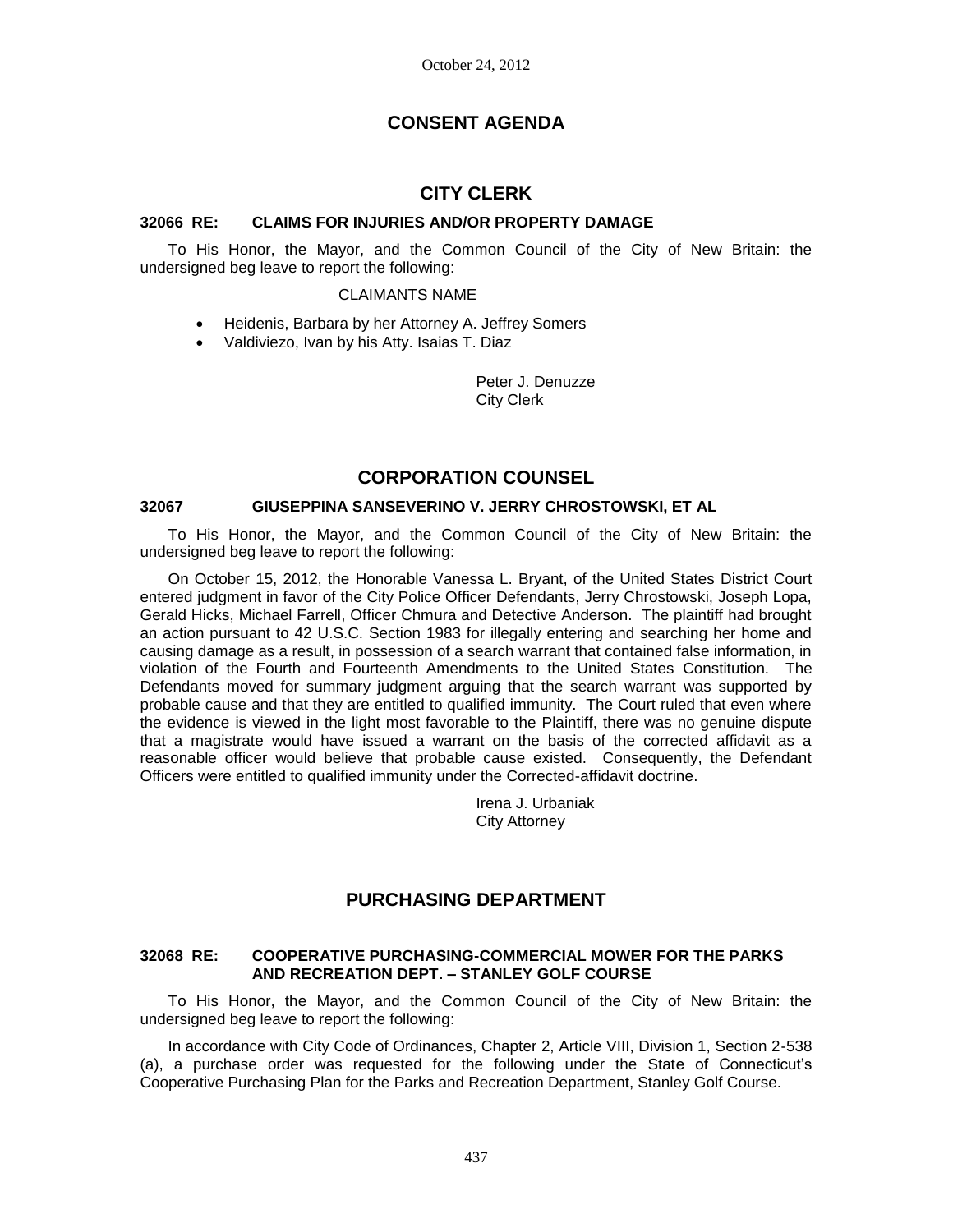# CONSENT AGENDA

## CITY CLERK

### 32066 RE: CLAIMS FOR INJURIES AND/OR PROPERTY DAMAGE

To His Honor, the Mayor, and the Common Council of the City of New Britain: the undersigned beg leave to report the following:

CLAIMANTS NAME

- Heidenis, Barbara by her Attorney A. Jeffrey Somers
- Valdiviezo, Ivan by his Atty. Isaias T. Diaz

Peter J. Denuzze
City Clerk

## CORPORATION COUNSEL

### 32067 GIUSEPPINA SANSEVERINO V. JERRY CHROSTOWSKI, ET AL

To His Honor, the Mayor, and the Common Council of the City of New Britain: the undersigned beg leave to report the following:

On October 15, 2012, the Honorable Vanessa L. Bryant, of the United States District Court entered judgment in favor of the City Police Officer Defendants, Jerry Chrostowski, Joseph Lopa, Gerald Hicks, Michael Farrell, Officer Chmura and Detective Anderson. The plaintiff had brought an action pursuant to 42 U.S.C. Section 1983 for illegally entering and searching her home and causing damage as a result, in possession of a search warrant that contained false information, in violation of the Fourth and Fourteenth Amendments to the United States Constitution. The Defendants moved for summary judgment arguing that the search warrant was supported by probable cause and that they are entitled to qualified immunity. The Court ruled that even where the evidence is viewed in the light most favorable to the Plaintiff, there was no genuine dispute that a magistrate would have issued a warrant on the basis of the corrected affidavit as a reasonable officer would believe that probable cause existed. Consequently, the Defendant Officers were entitled to qualified immunity under the Corrected-affidavit doctrine.

Irena J. Urbaniak
City Attorney

## PURCHASING DEPARTMENT

### 32068 RE: COOPERATIVE PURCHASING-COMMERCIAL MOWER FOR THE PARKS AND RECREATION DEPT. – STANLEY GOLF COURSE

To His Honor, the Mayor, and the Common Council of the City of New Britain: the undersigned beg leave to report the following:

In accordance with City Code of Ordinances, Chapter 2, Article VIII, Division 1, Section 2-538 (a), a purchase order was requested for the following under the State of Connecticut's Cooperative Purchasing Plan for the Parks and Recreation Department, Stanley Golf Course.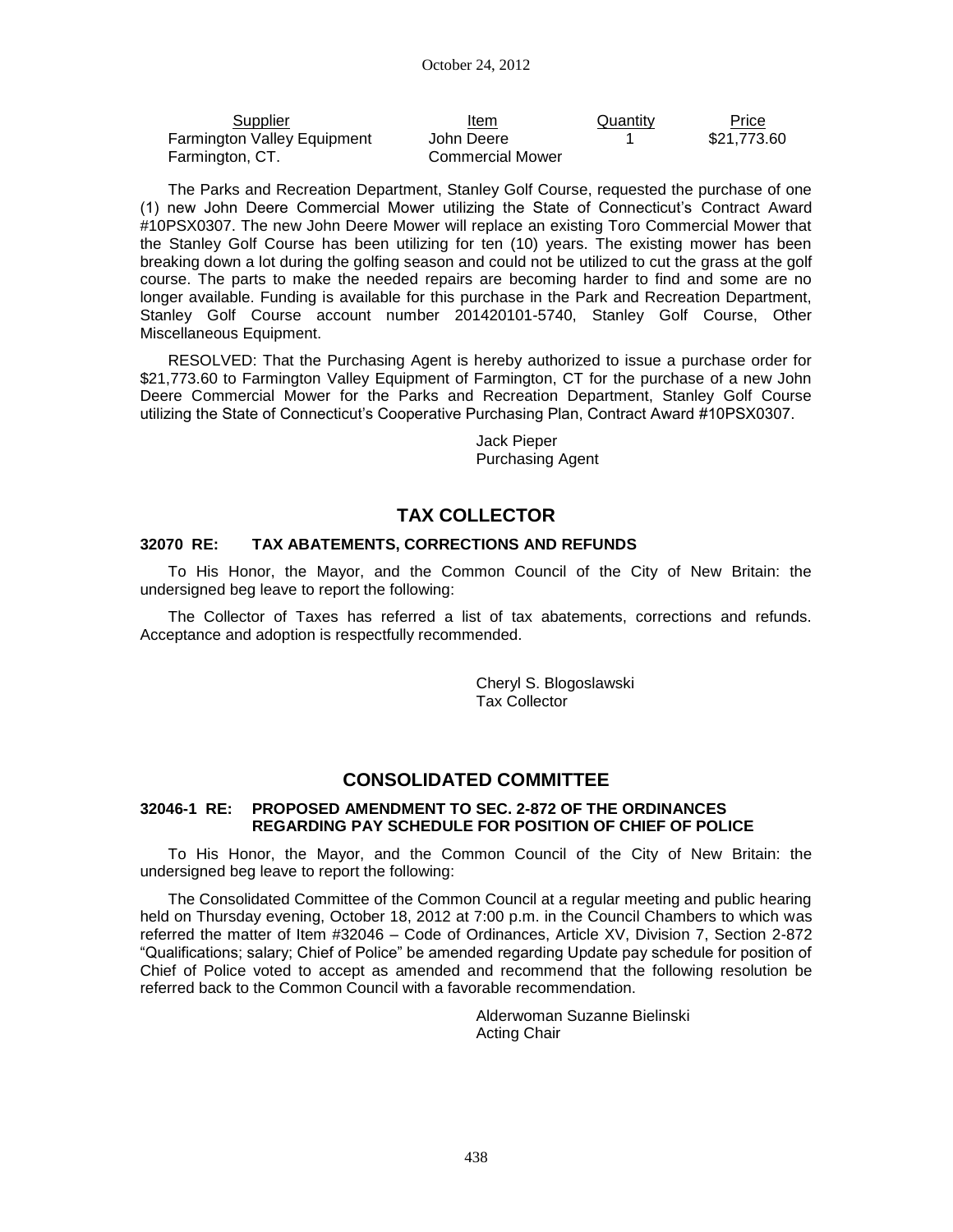| Supplier | Item | Quantity | Price |
|---|---|---|---|
| Farmington Valley Equipment Farmington, CT. | John Deere Commercial Mower | 1 | $21,773.60 |

The Parks and Recreation Department, Stanley Golf Course, requested the purchase of one (1) new John Deere Commercial Mower utilizing the State of Connecticut's Contract Award #10PSX0307. The new John Deere Mower will replace an existing Toro Commercial Mower that the Stanley Golf Course has been utilizing for ten (10) years. The existing mower has been breaking down a lot during the golfing season and could not be utilized to cut the grass at the golf course. The parts to make the needed repairs are becoming harder to find and some are no longer available. Funding is available for this purchase in the Park and Recreation Department, Stanley Golf Course account number 201420101-5740, Stanley Golf Course, Other Miscellaneous Equipment.

RESOLVED: That the Purchasing Agent is hereby authorized to issue a purchase order for $21,773.60 to Farmington Valley Equipment of Farmington, CT for the purchase of a new John Deere Commercial Mower for the Parks and Recreation Department, Stanley Golf Course utilizing the State of Connecticut's Cooperative Purchasing Plan, Contract Award #10PSX0307.

Jack Pieper
Purchasing Agent

## TAX COLLECTOR

### 32070 RE: TAX ABATEMENTS, CORRECTIONS AND REFUNDS

To His Honor, the Mayor, and the Common Council of the City of New Britain: the undersigned beg leave to report the following:

The Collector of Taxes has referred a list of tax abatements, corrections and refunds. Acceptance and adoption is respectfully recommended.

Cheryl S. Blogoslawski
Tax Collector

## CONSOLIDATED COMMITTEE

### 32046-1 RE: PROPOSED AMENDMENT TO SEC. 2-872 OF THE ORDINANCES REGARDING PAY SCHEDULE FOR POSITION OF CHIEF OF POLICE

To His Honor, the Mayor, and the Common Council of the City of New Britain: the undersigned beg leave to report the following:

The Consolidated Committee of the Common Council at a regular meeting and public hearing held on Thursday evening, October 18, 2012 at 7:00 p.m. in the Council Chambers to which was referred the matter of Item #32046 – Code of Ordinances, Article XV, Division 7, Section 2-872 "Qualifications; salary; Chief of Police" be amended regarding Update pay schedule for position of Chief of Police voted to accept as amended and recommend that the following resolution be referred back to the Common Council with a favorable recommendation.

Alderwoman Suzanne Bielinski
Acting Chair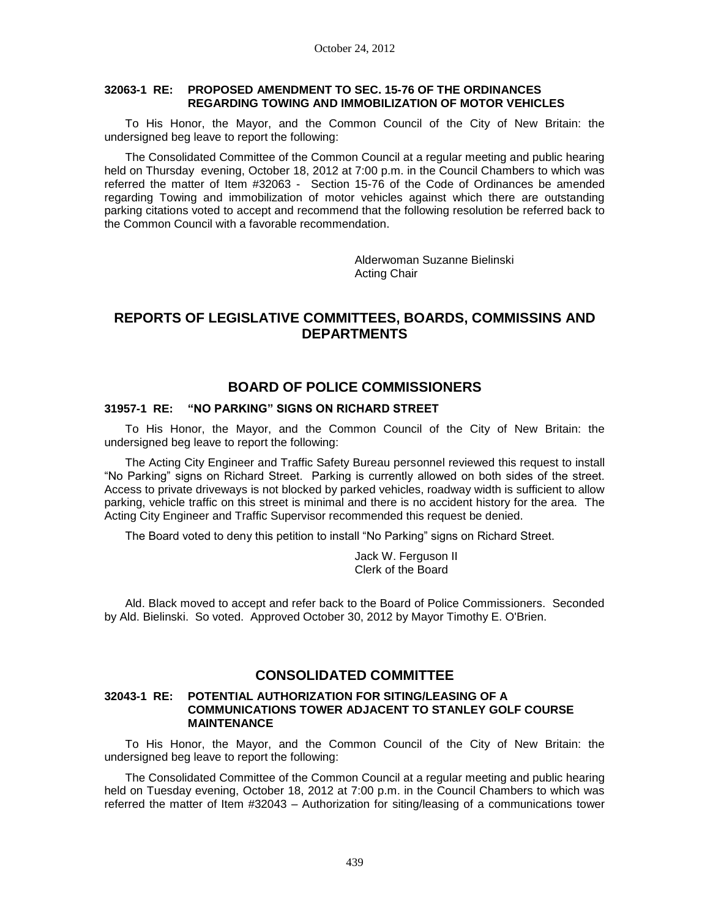#### 32063-1 RE: PROPOSED AMENDMENT TO SEC. 15-76 OF THE ORDINANCES REGARDING TOWING AND IMMOBILIZATION OF MOTOR VEHICLES

To His Honor, the Mayor, and the Common Council of the City of New Britain: the undersigned beg leave to report the following:

The Consolidated Committee of the Common Council at a regular meeting and public hearing held on Thursday evening, October 18, 2012 at 7:00 p.m. in the Council Chambers to which was referred the matter of Item #32063 - Section 15-76 of the Code of Ordinances be amended regarding Towing and immobilization of motor vehicles against which there are outstanding parking citations voted to accept and recommend that the following resolution be referred back to the Common Council with a favorable recommendation.

Alderwoman Suzanne Bielinski
Acting Chair

## REPORTS OF LEGISLATIVE COMMITTEES, BOARDS, COMMISSINS AND DEPARTMENTS

## BOARD OF POLICE COMMISSIONERS

#### 31957-1 RE: "NO PARKING" SIGNS ON RICHARD STREET

To His Honor, the Mayor, and the Common Council of the City of New Britain: the undersigned beg leave to report the following:

The Acting City Engineer and Traffic Safety Bureau personnel reviewed this request to install "No Parking" signs on Richard Street. Parking is currently allowed on both sides of the street. Access to private driveways is not blocked by parked vehicles, roadway width is sufficient to allow parking, vehicle traffic on this street is minimal and there is no accident history for the area. The Acting City Engineer and Traffic Supervisor recommended this request be denied.

The Board voted to deny this petition to install "No Parking" signs on Richard Street.

Jack W. Ferguson II
Clerk of the Board

Ald. Black moved to accept and refer back to the Board of Police Commissioners. Seconded by Ald. Bielinski. So voted. Approved October 30, 2012 by Mayor Timothy E. O'Brien.

## CONSOLIDATED COMMITTEE

#### 32043-1 RE: POTENTIAL AUTHORIZATION FOR SITING/LEASING OF A COMMUNICATIONS TOWER ADJACENT TO STANLEY GOLF COURSE MAINTENANCE

To His Honor, the Mayor, and the Common Council of the City of New Britain: the undersigned beg leave to report the following:

The Consolidated Committee of the Common Council at a regular meeting and public hearing held on Tuesday evening, October 18, 2012 at 7:00 p.m. in the Council Chambers to which was referred the matter of Item #32043 – Authorization for siting/leasing of a communications tower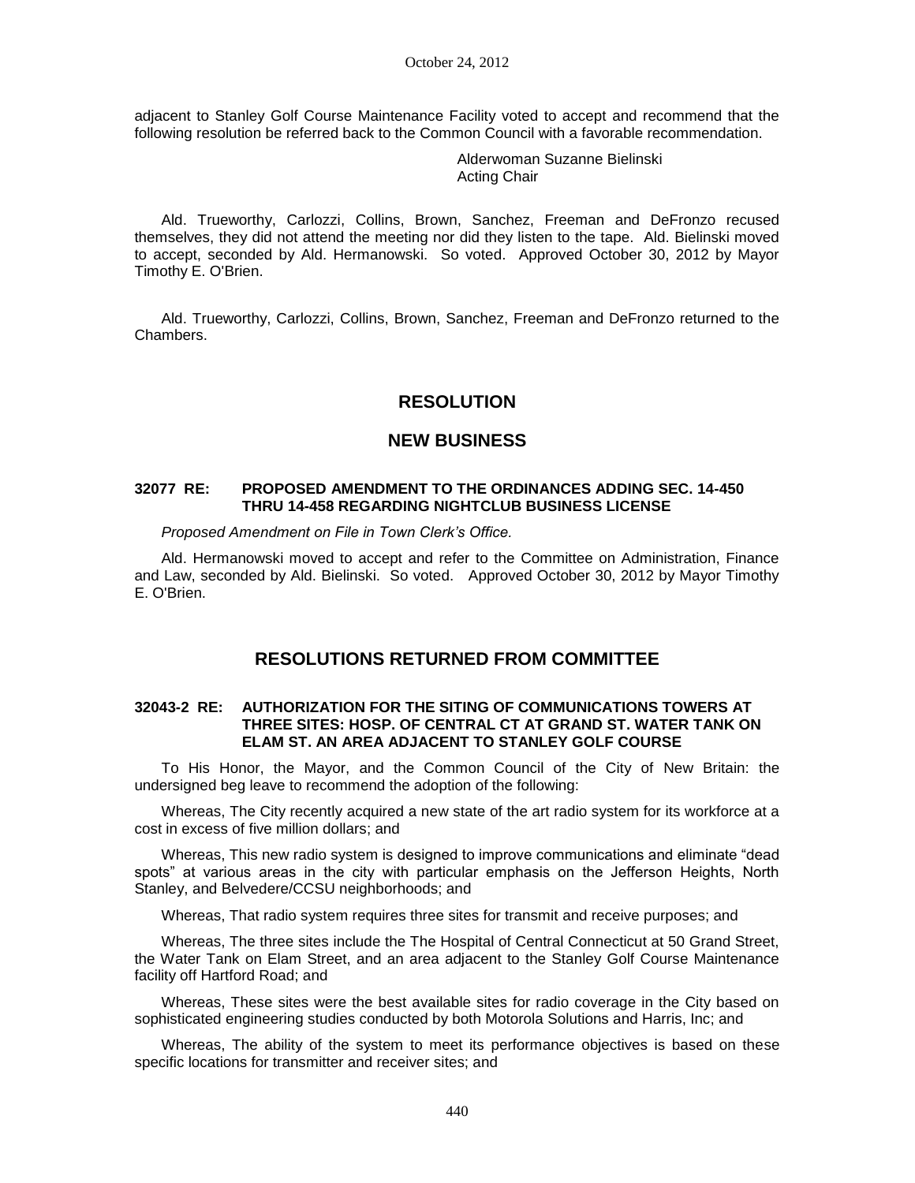adjacent to Stanley Golf Course Maintenance Facility voted to accept and recommend that the following resolution be referred back to the Common Council with a favorable recommendation.

Alderwoman Suzanne Bielinski
Acting Chair

Ald. Trueworthy, Carlozzi, Collins, Brown, Sanchez, Freeman and DeFronzo recused themselves, they did not attend the meeting nor did they listen to the tape. Ald. Bielinski moved to accept, seconded by Ald. Hermanowski. So voted. Approved October 30, 2012 by Mayor Timothy E. O'Brien.

Ald. Trueworthy, Carlozzi, Collins, Brown, Sanchez, Freeman and DeFronzo returned to the Chambers.

## RESOLUTION

## NEW BUSINESS

### 32077 RE: PROPOSED AMENDMENT TO THE ORDINANCES ADDING SEC. 14-450 THRU 14-458 REGARDING NIGHTCLUB BUSINESS LICENSE

*Proposed Amendment on File in Town Clerk's Office.*

Ald. Hermanowski moved to accept and refer to the Committee on Administration, Finance and Law, seconded by Ald. Bielinski. So voted. Approved October 30, 2012 by Mayor Timothy E. O'Brien.

## RESOLUTIONS RETURNED FROM COMMITTEE

### 32043-2 RE: AUTHORIZATION FOR THE SITING OF COMMUNICATIONS TOWERS AT THREE SITES: HOSP. OF CENTRAL CT AT GRAND ST. WATER TANK ON ELAM ST. AN AREA ADJACENT TO STANLEY GOLF COURSE

To His Honor, the Mayor, and the Common Council of the City of New Britain: the undersigned beg leave to recommend the adoption of the following:

Whereas, The City recently acquired a new state of the art radio system for its workforce at a cost in excess of five million dollars; and

Whereas, This new radio system is designed to improve communications and eliminate "dead spots" at various areas in the city with particular emphasis on the Jefferson Heights, North Stanley, and Belvedere/CCSU neighborhoods; and

Whereas, That radio system requires three sites for transmit and receive purposes; and

Whereas, The three sites include the The Hospital of Central Connecticut at 50 Grand Street, the Water Tank on Elam Street, and an area adjacent to the Stanley Golf Course Maintenance facility off Hartford Road; and

Whereas, These sites were the best available sites for radio coverage in the City based on sophisticated engineering studies conducted by both Motorola Solutions and Harris, Inc; and

Whereas, The ability of the system to meet its performance objectives is based on these specific locations for transmitter and receiver sites; and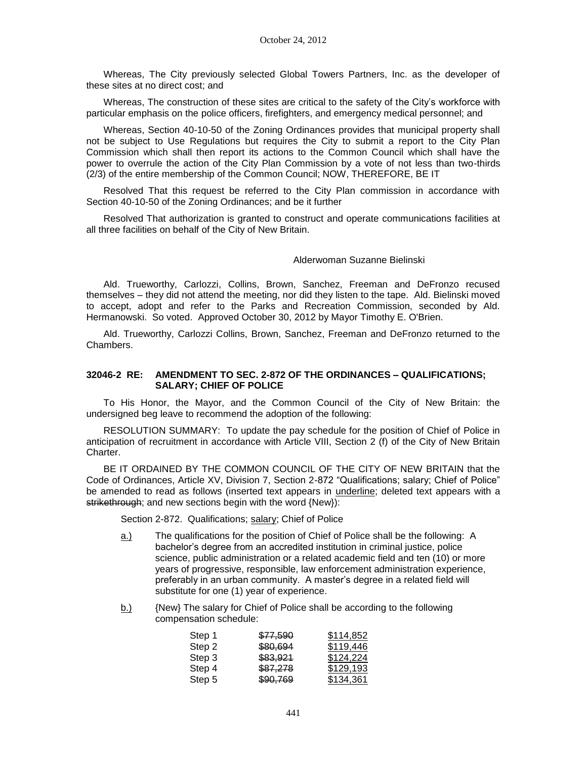Whereas, The City previously selected Global Towers Partners, Inc. as the developer of these sites at no direct cost; and

Whereas, The construction of these sites are critical to the safety of the City's workforce with particular emphasis on the police officers, firefighters, and emergency medical personnel; and

Whereas, Section 40-10-50 of the Zoning Ordinances provides that municipal property shall not be subject to Use Regulations but requires the City to submit a report to the City Plan Commission which shall then report its actions to the Common Council which shall have the power to overrule the action of the City Plan Commission by a vote of not less than two-thirds (2/3) of the entire membership of the Common Council; NOW, THEREFORE, BE IT

Resolved That this request be referred to the City Plan commission in accordance with Section 40-10-50 of the Zoning Ordinances; and be it further

Resolved That authorization is granted to construct and operate communications facilities at all three facilities on behalf of the City of New Britain.

Alderwoman Suzanne Bielinski

Ald. Trueworthy, Carlozzi, Collins, Brown, Sanchez, Freeman and DeFronzo recused themselves – they did not attend the meeting, nor did they listen to the tape. Ald. Bielinski moved to accept, adopt and refer to the Parks and Recreation Commission, seconded by Ald. Hermanowski. So voted. Approved October 30, 2012 by Mayor Timothy E. O'Brien.

Ald. Trueworthy, Carlozzi Collins, Brown, Sanchez, Freeman and DeFronzo returned to the Chambers.

### 32046-2 RE: AMENDMENT TO SEC. 2-872 OF THE ORDINANCES – QUALIFICATIONS; SALARY; CHIEF OF POLICE

To His Honor, the Mayor, and the Common Council of the City of New Britain: the undersigned beg leave to recommend the adoption of the following:

RESOLUTION SUMMARY: To update the pay schedule for the position of Chief of Police in anticipation of recruitment in accordance with Article VIII, Section 2 (f) of the City of New Britain Charter.

BE IT ORDAINED BY THE COMMON COUNCIL OF THE CITY OF NEW BRITAIN that the Code of Ordinances, Article XV, Division 7, Section 2-872 "Qualifications; salary; Chief of Police" be amended to read as follows (inserted text appears in <u>underline</u>; deleted text appears with a ~~strikethrough~~; and new sections begin with the word {New}):

Section 2-872. Qualifications; <u>salary</u>; Chief of Police

<u>a.)</u> The qualifications for the position of Chief of Police shall be the following: A bachelor's degree from an accredited institution in criminal justice, police science, public administration or a related academic field and ten (10) or more years of progressive, responsible, law enforcement administration experience, preferably in an urban community. A master's degree in a related field will substitute for one (1) year of experience.

<u>b.)</u> {New} The salary for Chief of Police shall be according to the following compensation schedule:

| | | |
|---|---|---|
| Step 1 | ~~$77,590~~ | <u>$114,852</u> |
| Step 2 | ~~$80,694~~ | <u>$119,446</u> |
| Step 3 | ~~$83,921~~ | <u>$124,224</u> |
| Step 4 | ~~$87,278~~ | <u>$129,193</u> |
| Step 5 | ~~$90,769~~ | <u>$134,361</u> |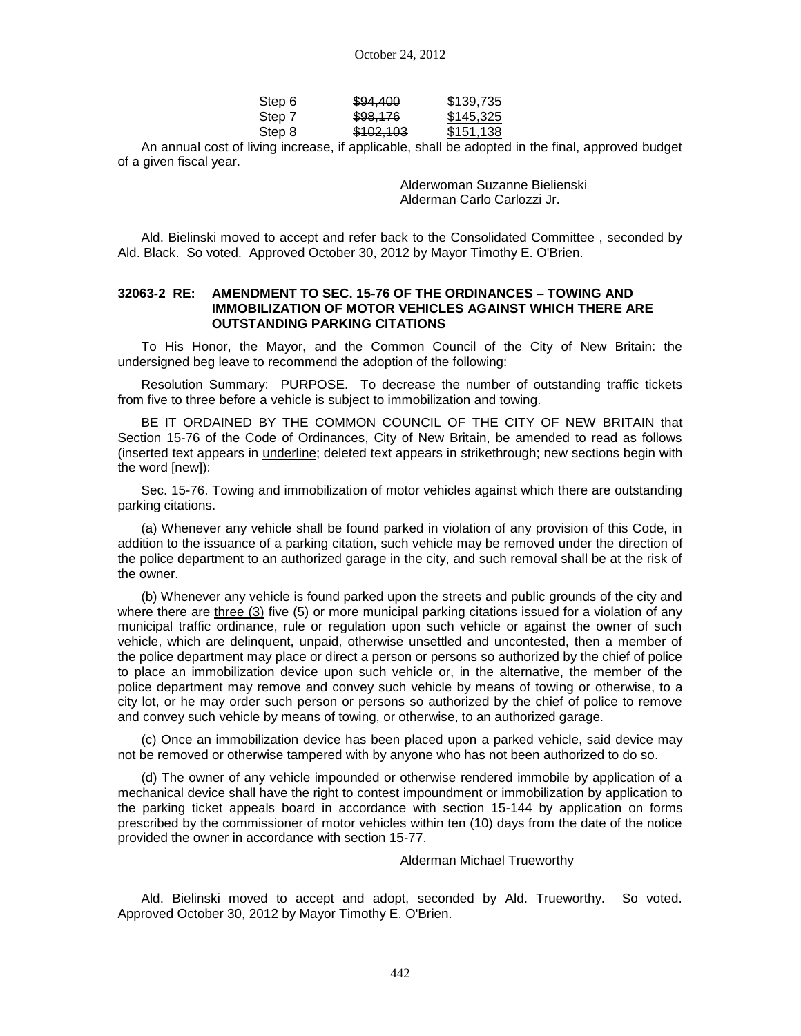| | | |
|---|---|---|
| Step 6 | ~~$94,400~~ | <u>$139,735</u> |
| Step 7 | ~~$98,176~~ | <u>$145,325</u> |
| Step 8 | ~~$102,103~~ | <u>$151,138</u> |

An annual cost of living increase, if applicable, shall be adopted in the final, approved budget of a given fiscal year.

Alderwoman Suzanne Bielienski
Alderman Carlo Carlozzi Jr.

Ald. Bielinski moved to accept and refer back to the Consolidated Committee , seconded by Ald. Black. So voted. Approved October 30, 2012 by Mayor Timothy E. O'Brien.

**32063-2 RE: AMENDMENT TO SEC. 15-76 OF THE ORDINANCES – TOWING AND IMMOBILIZATION OF MOTOR VEHICLES AGAINST WHICH THERE ARE OUTSTANDING PARKING CITATIONS**

To His Honor, the Mayor, and the Common Council of the City of New Britain: the undersigned beg leave to recommend the adoption of the following:

Resolution Summary: PURPOSE. To decrease the number of outstanding traffic tickets from five to three before a vehicle is subject to immobilization and towing.

BE IT ORDAINED BY THE COMMON COUNCIL OF THE CITY OF NEW BRITAIN that Section 15-76 of the Code of Ordinances, City of New Britain, be amended to read as follows (inserted text appears in <u>underline</u>; deleted text appears in ~~strikethrough~~; new sections begin with the word [new]):

Sec. 15-76. Towing and immobilization of motor vehicles against which there are outstanding parking citations.

(a) Whenever any vehicle shall be found parked in violation of any provision of this Code, in addition to the issuance of a parking citation, such vehicle may be removed under the direction of the police department to an authorized garage in the city, and such removal shall be at the risk of the owner.

(b) Whenever any vehicle is found parked upon the streets and public grounds of the city and where there are <u>three (3)</u> ~~five (5)~~ or more municipal parking citations issued for a violation of any municipal traffic ordinance, rule or regulation upon such vehicle or against the owner of such vehicle, which are delinquent, unpaid, otherwise unsettled and uncontested, then a member of the police department may place or direct a person or persons so authorized by the chief of police to place an immobilization device upon such vehicle or, in the alternative, the member of the police department may remove and convey such vehicle by means of towing or otherwise, to a city lot, or he may order such person or persons so authorized by the chief of police to remove and convey such vehicle by means of towing, or otherwise, to an authorized garage.

(c) Once an immobilization device has been placed upon a parked vehicle, said device may not be removed or otherwise tampered with by anyone who has not been authorized to do so.

(d) The owner of any vehicle impounded or otherwise rendered immobile by application of a mechanical device shall have the right to contest impoundment or immobilization by application to the parking ticket appeals board in accordance with section 15-144 by application on forms prescribed by the commissioner of motor vehicles within ten (10) days from the date of the notice provided the owner in accordance with section 15-77.

Alderman Michael Trueworthy

Ald. Bielinski moved to accept and adopt, seconded by Ald. Trueworthy. So voted. Approved October 30, 2012 by Mayor Timothy E. O'Brien.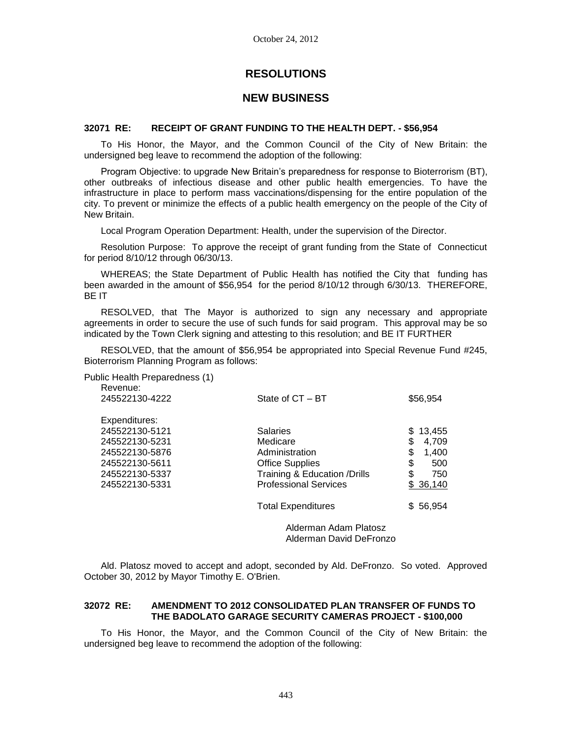October 24, 2012

# RESOLUTIONS

# NEW BUSINESS

### 32071 RE: RECEIPT OF GRANT FUNDING TO THE HEALTH DEPT. - $56,954

To His Honor, the Mayor, and the Common Council of the City of New Britain: the undersigned beg leave to recommend the adoption of the following:

Program Objective: to upgrade New Britain's preparedness for response to Bioterrorism (BT), other outbreaks of infectious disease and other public health emergencies. To have the infrastructure in place to perform mass vaccinations/dispensing for the entire population of the city. To prevent or minimize the effects of a public health emergency on the people of the City of New Britain.

Local Program Operation Department: Health, under the supervision of the Director.

Resolution Purpose: To approve the receipt of grant funding from the State of Connecticut for period 8/10/12 through 06/30/13.

WHEREAS; the State Department of Public Health has notified the City that funding has been awarded in the amount of $56,954 for the period 8/10/12 through 6/30/13. THEREFORE, BE IT

RESOLVED, that The Mayor is authorized to sign any necessary and appropriate agreements in order to secure the use of such funds for said program. This approval may be so indicated by the Town Clerk signing and attesting to this resolution; and BE IT FURTHER

RESOLVED, that the amount of $56,954 be appropriated into Special Revenue Fund #245, Bioterrorism Planning Program as follows:

Public Health Preparedness (1)

| | | |
|---|---|---|
| Revenue: | | |
| 245522130-4222 | State of CT – BT | $56,954 |
| Expenditures: | | |
| 245522130-5121 | Salaries | $ 13,455 |
| 245522130-5231 | Medicare | $ 4,709 |
| 245522130-5876 | Administration | $ 1,400 |
| 245522130-5611 | Office Supplies | $ 500 |
| 245522130-5337 | Training & Education /Drills | $ 750 |
| 245522130-5331 | Professional Services | $ 36,140 |
| | Total Expenditures | $ 56,954 |

Alderman Adam Platosz
Alderman David DeFronzo

Ald. Platosz moved to accept and adopt, seconded by Ald. DeFronzo. So voted. Approved October 30, 2012 by Mayor Timothy E. O'Brien.

### 32072 RE: AMENDMENT TO 2012 CONSOLIDATED PLAN TRANSFER OF FUNDS TO THE BADOLATO GARAGE SECURITY CAMERAS PROJECT - $100,000

To His Honor, the Mayor, and the Common Council of the City of New Britain: the undersigned beg leave to recommend the adoption of the following: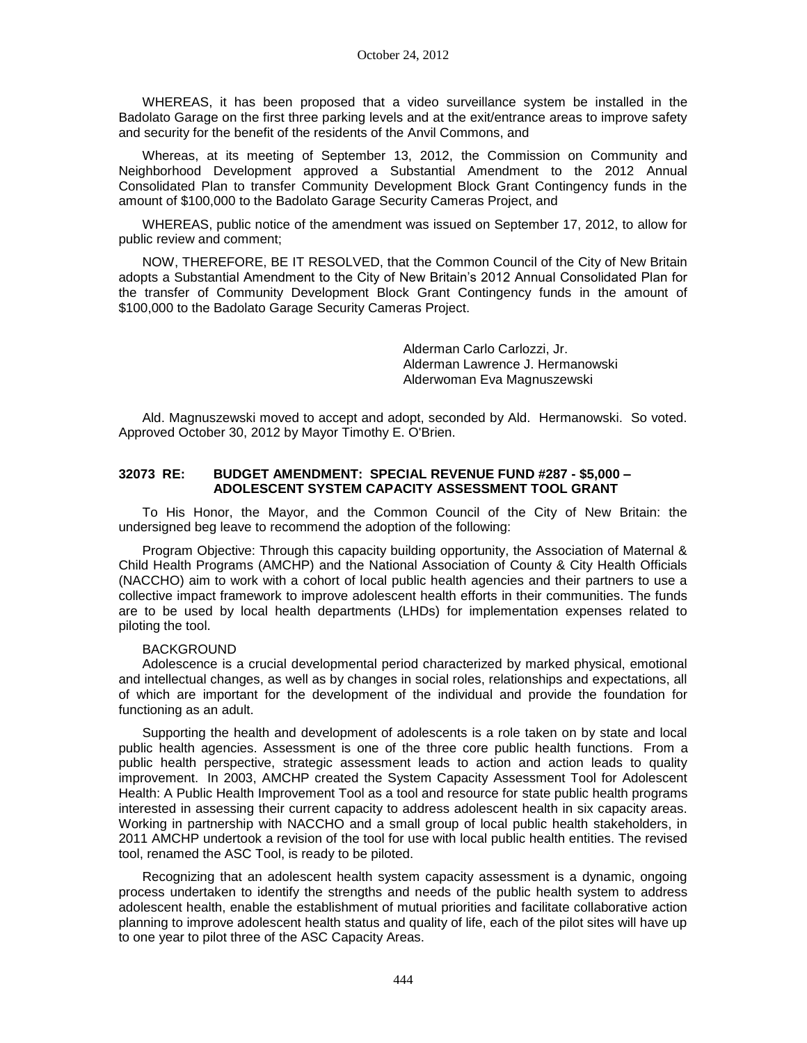WHEREAS, it has been proposed that a video surveillance system be installed in the Badolato Garage on the first three parking levels and at the exit/entrance areas to improve safety and security for the benefit of the residents of the Anvil Commons, and

Whereas, at its meeting of September 13, 2012, the Commission on Community and Neighborhood Development approved a Substantial Amendment to the 2012 Annual Consolidated Plan to transfer Community Development Block Grant Contingency funds in the amount of $100,000 to the Badolato Garage Security Cameras Project, and

WHEREAS, public notice of the amendment was issued on September 17, 2012, to allow for public review and comment;

NOW, THEREFORE, BE IT RESOLVED, that the Common Council of the City of New Britain adopts a Substantial Amendment to the City of New Britain's 2012 Annual Consolidated Plan for the transfer of Community Development Block Grant Contingency funds in the amount of $100,000 to the Badolato Garage Security Cameras Project.

Alderman Carlo Carlozzi, Jr.
Alderman Lawrence J. Hermanowski
Alderwoman Eva Magnuszewski

Ald. Magnuszewski moved to accept and adopt, seconded by Ald. Hermanowski. So voted. Approved October 30, 2012 by Mayor Timothy E. O'Brien.

### 32073 RE: BUDGET AMENDMENT: SPECIAL REVENUE FUND #287 - $5,000 – ADOLESCENT SYSTEM CAPACITY ASSESSMENT TOOL GRANT

To His Honor, the Mayor, and the Common Council of the City of New Britain: the undersigned beg leave to recommend the adoption of the following:

Program Objective: Through this capacity building opportunity, the Association of Maternal & Child Health Programs (AMCHP) and the National Association of County & City Health Officials (NACCHO) aim to work with a cohort of local public health agencies and their partners to use a collective impact framework to improve adolescent health efforts in their communities. The funds are to be used by local health departments (LHDs) for implementation expenses related to piloting the tool.

BACKGROUND

Adolescence is a crucial developmental period characterized by marked physical, emotional and intellectual changes, as well as by changes in social roles, relationships and expectations, all of which are important for the development of the individual and provide the foundation for functioning as an adult.

Supporting the health and development of adolescents is a role taken on by state and local public health agencies. Assessment is one of the three core public health functions. From a public health perspective, strategic assessment leads to action and action leads to quality improvement. In 2003, AMCHP created the System Capacity Assessment Tool for Adolescent Health: A Public Health Improvement Tool as a tool and resource for state public health programs interested in assessing their current capacity to address adolescent health in six capacity areas. Working in partnership with NACCHO and a small group of local public health stakeholders, in 2011 AMCHP undertook a revision of the tool for use with local public health entities. The revised tool, renamed the ASC Tool, is ready to be piloted.

Recognizing that an adolescent health system capacity assessment is a dynamic, ongoing process undertaken to identify the strengths and needs of the public health system to address adolescent health, enable the establishment of mutual priorities and facilitate collaborative action planning to improve adolescent health status and quality of life, each of the pilot sites will have up to one year to pilot three of the ASC Capacity Areas.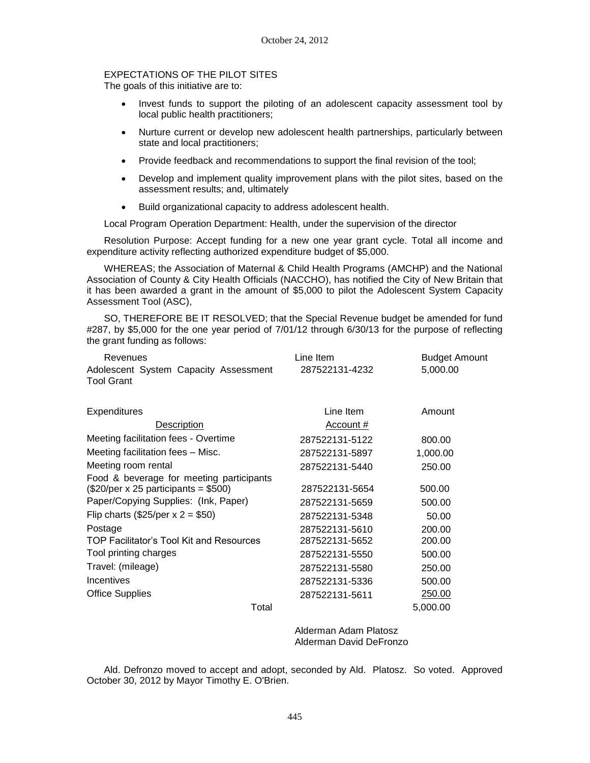EXPECTATIONS OF THE PILOT SITES

The goals of this initiative are to:

- Invest funds to support the piloting of an adolescent capacity assessment tool by local public health practitioners;
- Nurture current or develop new adolescent health partnerships, particularly between state and local practitioners;
- Provide feedback and recommendations to support the final revision of the tool;
- Develop and implement quality improvement plans with the pilot sites, based on the assessment results; and, ultimately
- Build organizational capacity to address adolescent health.

Local Program Operation Department: Health, under the supervision of the director

Resolution Purpose: Accept funding for a new one year grant cycle. Total all income and expenditure activity reflecting authorized expenditure budget of $5,000.

WHEREAS; the Association of Maternal & Child Health Programs (AMCHP) and the National Association of County & City Health Officials (NACCHO), has notified the City of New Britain that it has been awarded a grant in the amount of $5,000 to pilot the Adolescent System Capacity Assessment Tool (ASC),

SO, THEREFORE BE IT RESOLVED; that the Special Revenue budget be amended for fund #287, by $5,000 for the one year period of 7/01/12 through 6/30/13 for the purpose of reflecting the grant funding as follows:

| Revenues | Line Item | Budget Amount |
|---|---|---|
| Adolescent System Capacity Assessment Tool Grant | 287522131-4232 | 5,000.00 |

| Expenditures<br>Description | Line Item<br>Account # | Amount |
|---|---|---|
| Meeting facilitation fees - Overtime | 287522131-5122 | 800.00 |
| Meeting facilitation fees – Misc. | 287522131-5897 | 1,000.00 |
| Meeting room rental | 287522131-5440 | 250.00 |
| Food & beverage for meeting participants ($20/per x 25 participants = $500) | 287522131-5654 | 500.00 |
| Paper/Copying Supplies: (Ink, Paper) | 287522131-5659 | 500.00 |
| Flip charts ($25/per x 2 = $50) | 287522131-5348 | 50.00 |
| Postage | 287522131-5610 | 200.00 |
| TOP Facilitator's Tool Kit and Resources | 287522131-5652 | 200.00 |
| Tool printing charges | 287522131-5550 | 500.00 |
| Travel: (mileage) | 287522131-5580 | 250.00 |
| Incentives | 287522131-5336 | 500.00 |
| Office Supplies | 287522131-5611 | 250.00 |
| Total | | 5,000.00 |

Alderman Adam Platosz
Alderman David DeFronzo

Ald. Defronzo moved to accept and adopt, seconded by Ald. Platosz. So voted. Approved October 30, 2012 by Mayor Timothy E. O'Brien.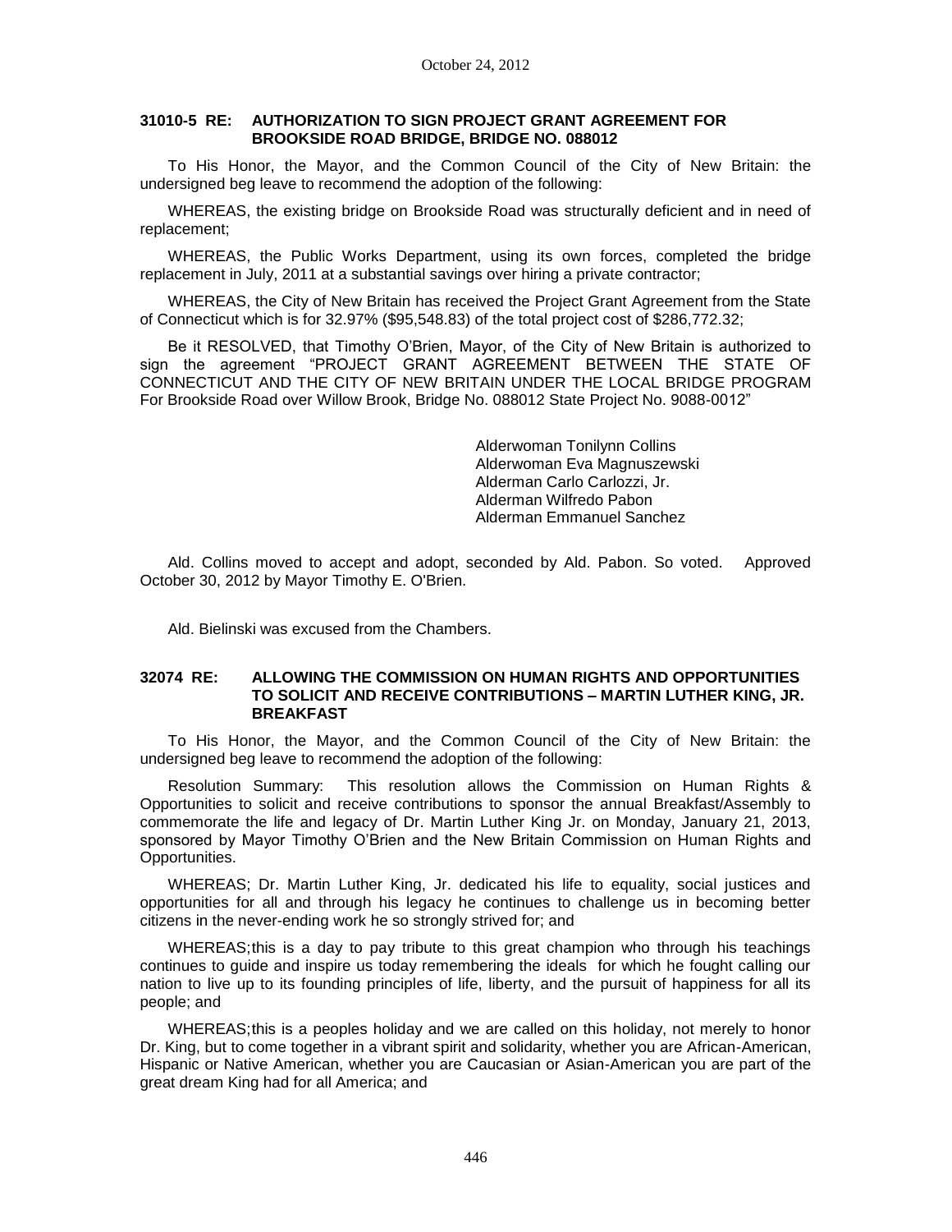**31010-5 RE: AUTHORIZATION TO SIGN PROJECT GRANT AGREEMENT FOR BROOKSIDE ROAD BRIDGE, BRIDGE NO. 088012**

To His Honor, the Mayor, and the Common Council of the City of New Britain: the undersigned beg leave to recommend the adoption of the following:

WHEREAS, the existing bridge on Brookside Road was structurally deficient and in need of replacement;

WHEREAS, the Public Works Department, using its own forces, completed the bridge replacement in July, 2011 at a substantial savings over hiring a private contractor;

WHEREAS, the City of New Britain has received the Project Grant Agreement from the State of Connecticut which is for 32.97% ($95,548.83) of the total project cost of $286,772.32;

Be it RESOLVED, that Timothy O'Brien, Mayor, of the City of New Britain is authorized to sign the agreement "PROJECT GRANT AGREEMENT BETWEEN THE STATE OF CONNECTICUT AND THE CITY OF NEW BRITAIN UNDER THE LOCAL BRIDGE PROGRAM For Brookside Road over Willow Brook, Bridge No. 088012 State Project No. 9088-0012"

Alderwoman Tonilynn Collins
Alderwoman Eva Magnuszewski
Alderman Carlo Carlozzi, Jr.
Alderman Wilfredo Pabon
Alderman Emmanuel Sanchez

Ald. Collins moved to accept and adopt, seconded by Ald. Pabon. So voted. Approved October 30, 2012 by Mayor Timothy E. O'Brien.

Ald. Bielinski was excused from the Chambers.

**32074 RE: ALLOWING THE COMMISSION ON HUMAN RIGHTS AND OPPORTUNITIES TO SOLICIT AND RECEIVE CONTRIBUTIONS – MARTIN LUTHER KING, JR. BREAKFAST**

To His Honor, the Mayor, and the Common Council of the City of New Britain: the undersigned beg leave to recommend the adoption of the following:

Resolution Summary: This resolution allows the Commission on Human Rights & Opportunities to solicit and receive contributions to sponsor the annual Breakfast/Assembly to commemorate the life and legacy of Dr. Martin Luther King Jr. on Monday, January 21, 2013, sponsored by Mayor Timothy O'Brien and the New Britain Commission on Human Rights and Opportunities.

WHEREAS; Dr. Martin Luther King, Jr. dedicated his life to equality, social justices and opportunities for all and through his legacy he continues to challenge us in becoming better citizens in the never-ending work he so strongly strived for; and

WHEREAS;this is a day to pay tribute to this great champion who through his teachings continues to guide and inspire us today remembering the ideals for which he fought calling our nation to live up to its founding principles of life, liberty, and the pursuit of happiness for all its people; and

WHEREAS;this is a peoples holiday and we are called on this holiday, not merely to honor Dr. King, but to come together in a vibrant spirit and solidarity, whether you are African-American, Hispanic or Native American, whether you are Caucasian or Asian-American you are part of the great dream King had for all America; and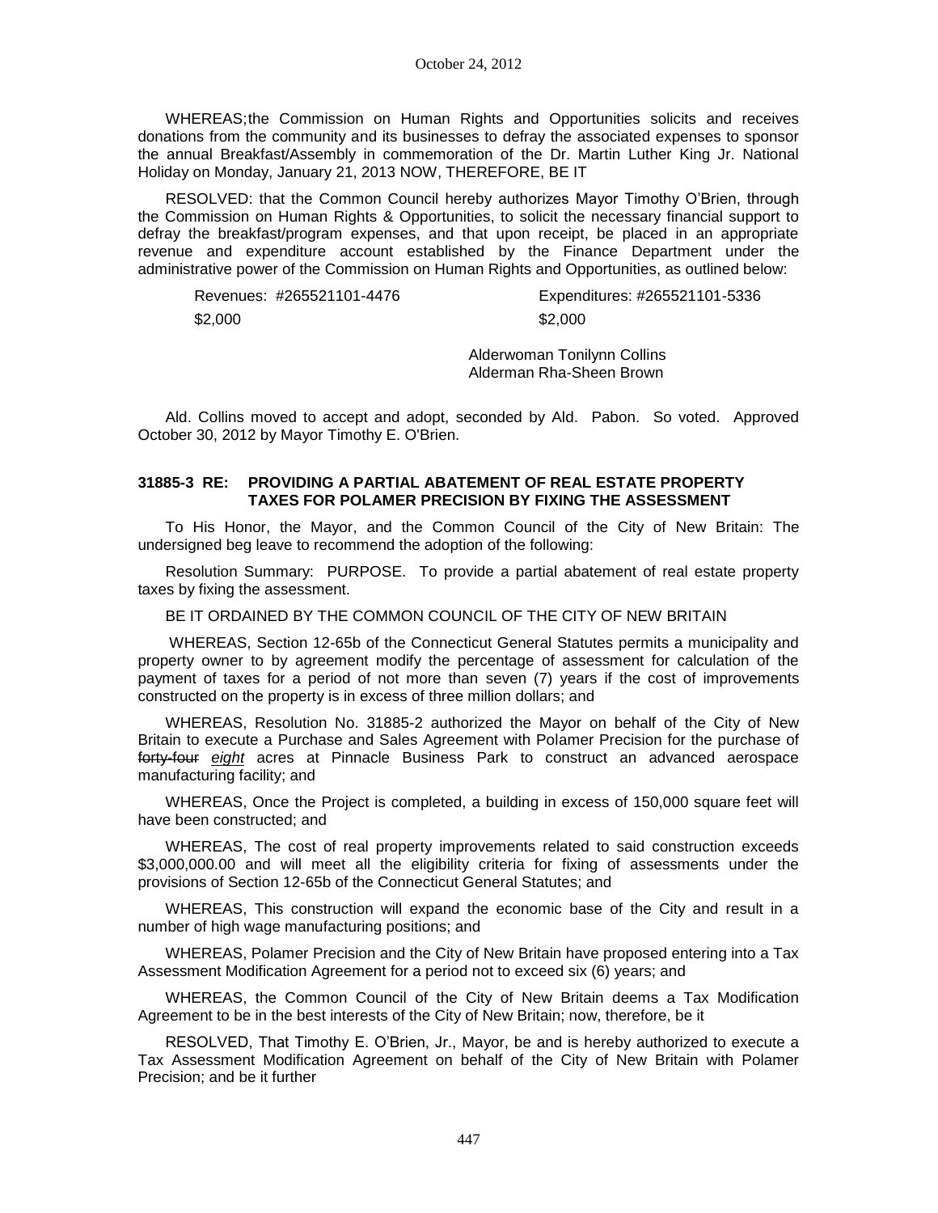WHEREAS; the Commission on Human Rights and Opportunities solicits and receives donations from the community and its businesses to defray the associated expenses to sponsor the annual Breakfast/Assembly in commemoration of the Dr. Martin Luther King Jr. National Holiday on Monday, January 21, 2013 NOW, THEREFORE, BE IT

RESOLVED: that the Common Council hereby authorizes Mayor Timothy O'Brien, through the Commission on Human Rights & Opportunities, to solicit the necessary financial support to defray the breakfast/program expenses, and that upon receipt, be placed in an appropriate revenue and expenditure account established by the Finance Department under the administrative power of the Commission on Human Rights and Opportunities, as outlined below:

| Revenues: #265521101-4476 | Expenditures: #265521101-5336 |
|---|---|
| $2,000 | $2,000 |

Alderwoman Tonilynn Collins
Alderman Rha-Sheen Brown

Ald. Collins moved to accept and adopt, seconded by Ald. Pabon. So voted. Approved October 30, 2012 by Mayor Timothy E. O'Brien.

### 31885-3 RE: PROVIDING A PARTIAL ABATEMENT OF REAL ESTATE PROPERTY TAXES FOR POLAMER PRECISION BY FIXING THE ASSESSMENT

To His Honor, the Mayor, and the Common Council of the City of New Britain: The undersigned beg leave to recommend the adoption of the following:

Resolution Summary: PURPOSE. To provide a partial abatement of real estate property taxes by fixing the assessment.

BE IT ORDAINED BY THE COMMON COUNCIL OF THE CITY OF NEW BRITAIN

WHEREAS, Section 12-65b of the Connecticut General Statutes permits a municipality and property owner to by agreement modify the percentage of assessment for calculation of the payment of taxes for a period of not more than seven (7) years if the cost of improvements constructed on the property is in excess of three million dollars; and

WHEREAS, Resolution No. 31885-2 authorized the Mayor on behalf of the City of New Britain to execute a Purchase and Sales Agreement with Polamer Precision for the purchase of ~~forty-four~~ *eight* acres at Pinnacle Business Park to construct an advanced aerospace manufacturing facility; and

WHEREAS, Once the Project is completed, a building in excess of 150,000 square feet will have been constructed; and

WHEREAS, The cost of real property improvements related to said construction exceeds $3,000,000.00 and will meet all the eligibility criteria for fixing of assessments under the provisions of Section 12-65b of the Connecticut General Statutes; and

WHEREAS, This construction will expand the economic base of the City and result in a number of high wage manufacturing positions; and

WHEREAS, Polamer Precision and the City of New Britain have proposed entering into a Tax Assessment Modification Agreement for a period not to exceed six (6) years; and

WHEREAS, the Common Council of the City of New Britain deems a Tax Modification Agreement to be in the best interests of the City of New Britain; now, therefore, be it

RESOLVED, That Timothy E. O'Brien, Jr., Mayor, be and is hereby authorized to execute a Tax Assessment Modification Agreement on behalf of the City of New Britain with Polamer Precision; and be it further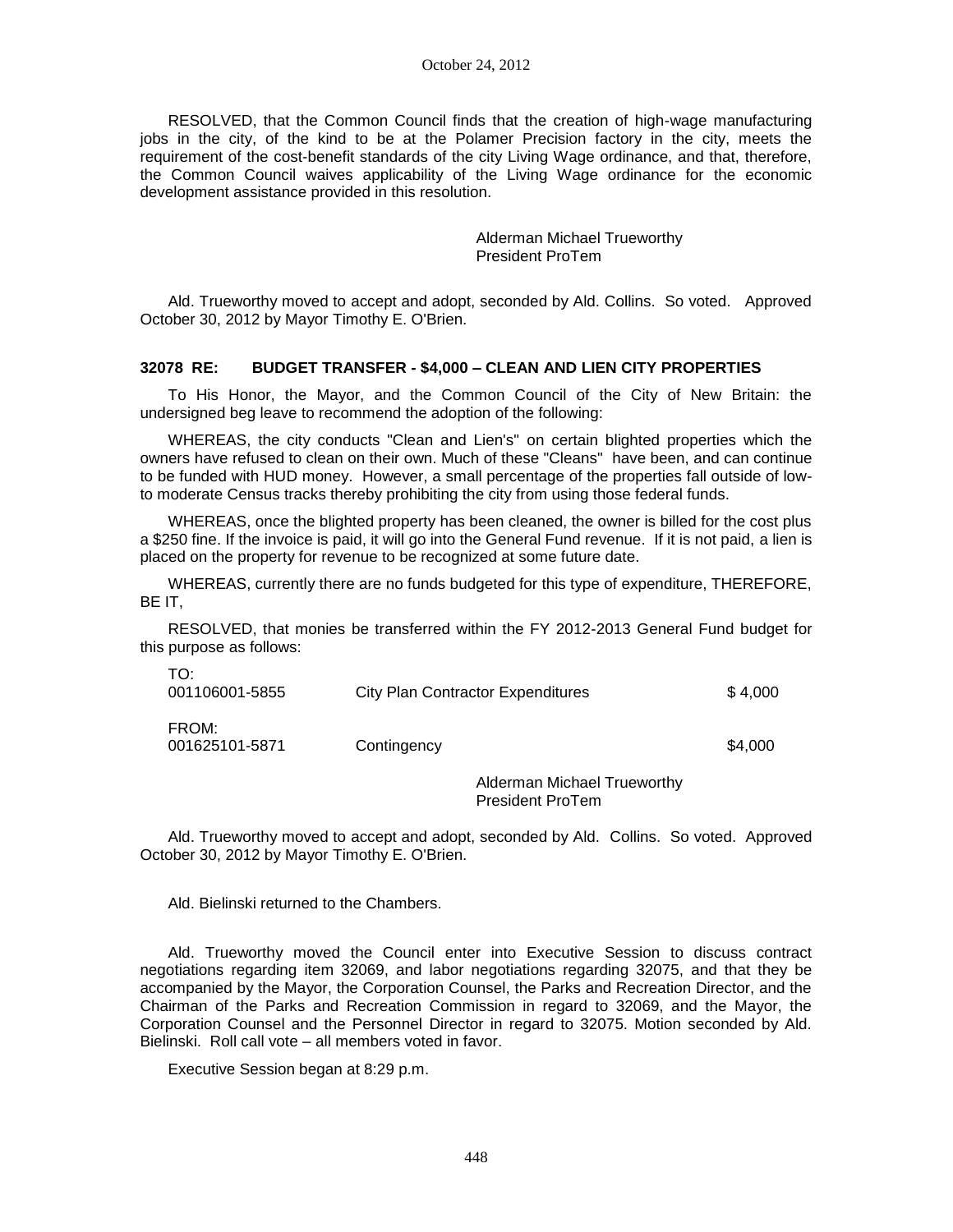RESOLVED, that the Common Council finds that the creation of high-wage manufacturing jobs in the city, of the kind to be at the Polamer Precision factory in the city, meets the requirement of the cost-benefit standards of the city Living Wage ordinance, and that, therefore, the Common Council waives applicability of the Living Wage ordinance for the economic development assistance provided in this resolution.

Alderman Michael Trueworthy
President ProTem

Ald. Trueworthy moved to accept and adopt, seconded by Ald. Collins. So voted. Approved October 30, 2012 by Mayor Timothy E. O'Brien.

### 32078 RE: BUDGET TRANSFER - $4,000 – CLEAN AND LIEN CITY PROPERTIES

To His Honor, the Mayor, and the Common Council of the City of New Britain: the undersigned beg leave to recommend the adoption of the following:

WHEREAS, the city conducts "Clean and Lien's" on certain blighted properties which the owners have refused to clean on their own. Much of these "Cleans" have been, and can continue to be funded with HUD money. However, a small percentage of the properties fall outside of low- to moderate Census tracks thereby prohibiting the city from using those federal funds.

WHEREAS, once the blighted property has been cleaned, the owner is billed for the cost plus a $250 fine. If the invoice is paid, it will go into the General Fund revenue. If it is not paid, a lien is placed on the property for revenue to be recognized at some future date.

WHEREAS, currently there are no funds budgeted for this type of expenditure, THEREFORE, BE IT,

RESOLVED, that monies be transferred within the FY 2012-2013 General Fund budget for this purpose as follows:

| | | |
|---|---|---|
| TO: | | |
| 001106001-5855 | City Plan Contractor Expenditures | $ 4,000 |
| FROM: | | |
| 001625101-5871 | Contingency | $4,000 |

Alderman Michael Trueworthy
President ProTem

Ald. Trueworthy moved to accept and adopt, seconded by Ald. Collins. So voted. Approved October 30, 2012 by Mayor Timothy E. O'Brien.

Ald. Bielinski returned to the Chambers.

Ald. Trueworthy moved the Council enter into Executive Session to discuss contract negotiations regarding item 32069, and labor negotiations regarding 32075, and that they be accompanied by the Mayor, the Corporation Counsel, the Parks and Recreation Director, and the Chairman of the Parks and Recreation Commission in regard to 32069, and the Mayor, the Corporation Counsel and the Personnel Director in regard to 32075. Motion seconded by Ald. Bielinski. Roll call vote – all members voted in favor.

Executive Session began at 8:29 p.m.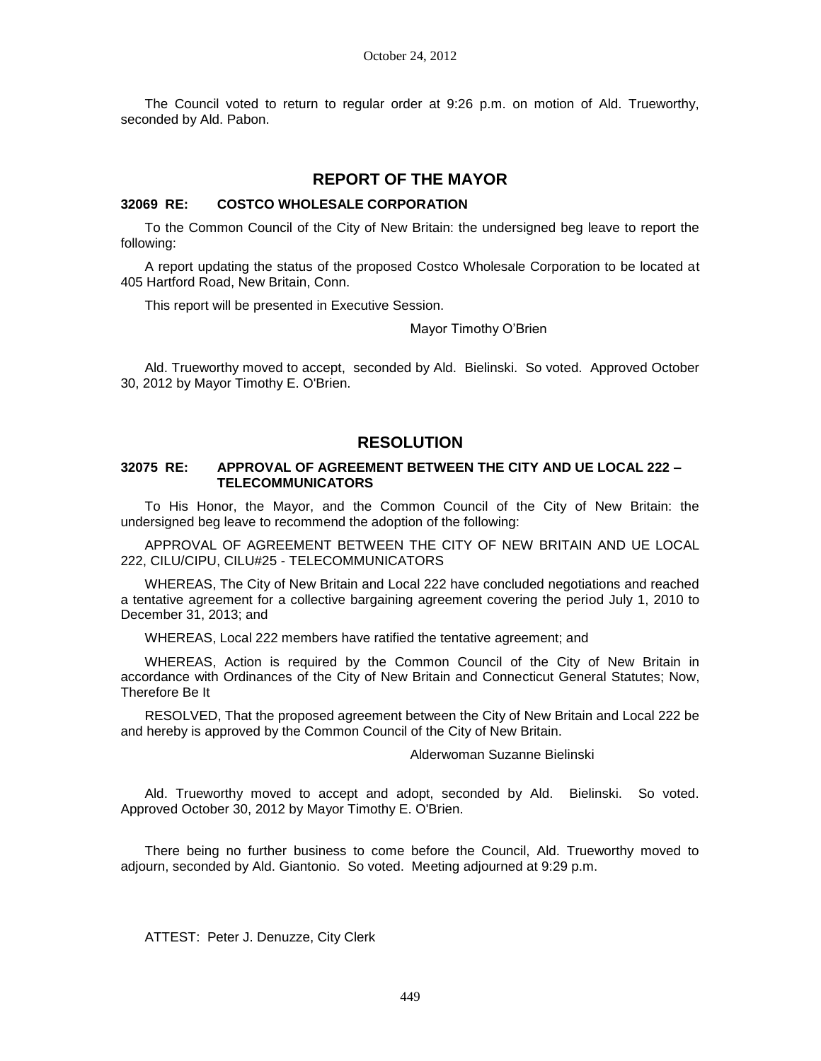The Council voted to return to regular order at 9:26 p.m. on motion of Ald. Trueworthy, seconded by Ald. Pabon.

## REPORT OF THE MAYOR

### 32069 RE: COSTCO WHOLESALE CORPORATION

To the Common Council of the City of New Britain: the undersigned beg leave to report the following:

A report updating the status of the proposed Costco Wholesale Corporation to be located at 405 Hartford Road, New Britain, Conn.

This report will be presented in Executive Session.

Mayor Timothy O'Brien

Ald. Trueworthy moved to accept, seconded by Ald. Bielinski. So voted. Approved October 30, 2012 by Mayor Timothy E. O'Brien.

## RESOLUTION

### 32075 RE: APPROVAL OF AGREEMENT BETWEEN THE CITY AND UE LOCAL 222 – TELECOMMUNICATORS

To His Honor, the Mayor, and the Common Council of the City of New Britain: the undersigned beg leave to recommend the adoption of the following:

APPROVAL OF AGREEMENT BETWEEN THE CITY OF NEW BRITAIN AND UE LOCAL 222, CILU/CIPU, CILU#25 - TELECOMMUNICATORS

WHEREAS, The City of New Britain and Local 222 have concluded negotiations and reached a tentative agreement for a collective bargaining agreement covering the period July 1, 2010 to December 31, 2013; and

WHEREAS, Local 222 members have ratified the tentative agreement; and

WHEREAS, Action is required by the Common Council of the City of New Britain in accordance with Ordinances of the City of New Britain and Connecticut General Statutes; Now, Therefore Be It

RESOLVED, That the proposed agreement between the City of New Britain and Local 222 be and hereby is approved by the Common Council of the City of New Britain.

Alderwoman Suzanne Bielinski

Ald. Trueworthy moved to accept and adopt, seconded by Ald. Bielinski. So voted. Approved October 30, 2012 by Mayor Timothy E. O'Brien.

There being no further business to come before the Council, Ald. Trueworthy moved to adjourn, seconded by Ald. Giantonio. So voted. Meeting adjourned at 9:29 p.m.

ATTEST: Peter J. Denuzze, City Clerk